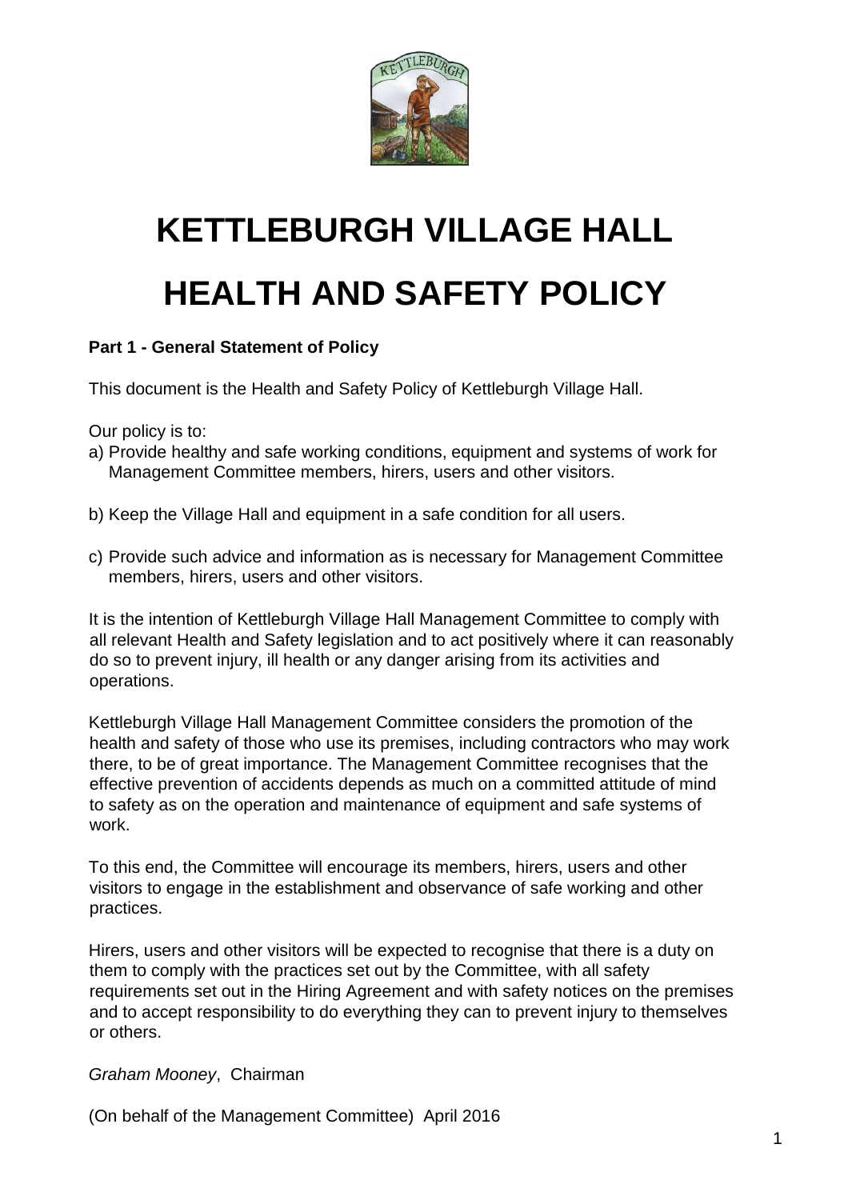# KETTLEBURGH VILLAGE HALL

# HEALTH AND SAFETY POLICY

**Part 1 - General Statement of Policy**

This document is the Health and Safety Policy of Kettleburgh Village Hall.

Our policy is to:

a) Provide healthy and safe working conditions, equipment and systems of work for Management Committee members, hirers, users and other visitors.

b) Keep the Village Hall and equipment in a safe condition for all users.

c) Provide such advice and information as is necessary for Management Committee members, hirers, users and other visitors.

It is the intention of Kettleburgh Village Hall Management Committee to comply with all relevant Health and Safety legislation and to act positively where it can reasonably do so to prevent injury, ill health or any danger arising from its activities and operations.

Kettleburgh Village Hall Management Committee considers the promotion of the health and safety of those who use its premises, including contractors who may work there, to be of great importance. The Management Committee recognises that the effective prevention of accidents depends as much on a committed attitude of mind to safety as on the operation and maintenance of equipment and safe systems of work.

To this end, the Committee will encourage its members, hirers, users and other visitors to engage in the establishment and observance of safe working and other practices.

Hirers, users and other visitors will be expected to recognise that there is a duty on them to comply with the practices set out by the Committee, with all safety requirements set out in the Hiring Agreement and with safety notices on the premises and to accept responsibility to do everything they can to prevent injury to themselves or others.

*Graham Mooney*, Chairman

(On behalf of the Management Committee) April 2016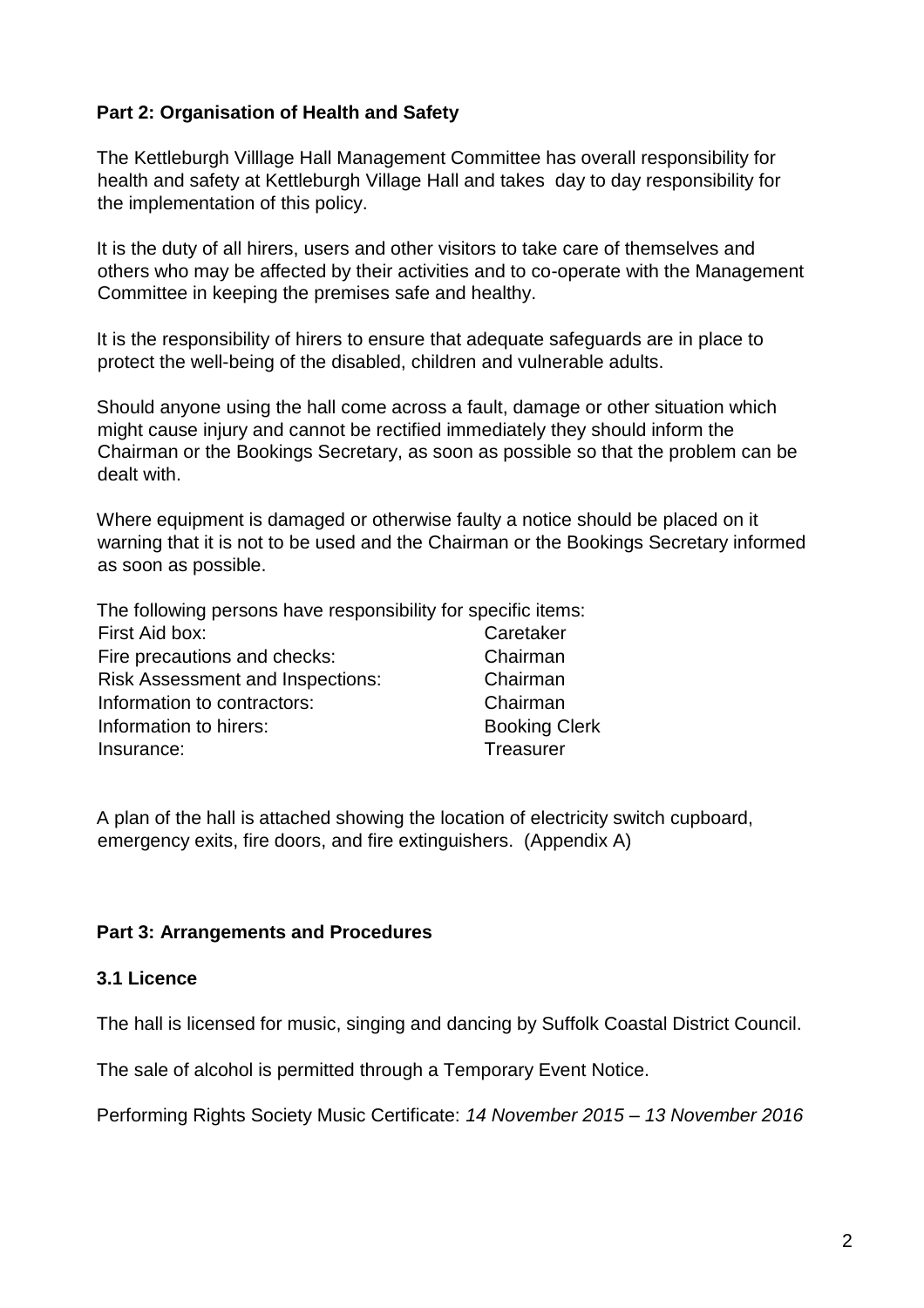**Part 2: Organisation of Health and Safety**

The Kettleburgh Villlage Hall Management Committee has overall responsibility for health and safety at Kettleburgh Village Hall and takes day to day responsibility for the implementation of this policy.

It is the duty of all hirers, users and other visitors to take care of themselves and others who may be affected by their activities and to co-operate with the Management Committee in keeping the premises safe and healthy.

It is the responsibility of hirers to ensure that adequate safeguards are in place to protect the well-being of the disabled, children and vulnerable adults.

Should anyone using the hall come across a fault, damage or other situation which might cause injury and cannot be rectified immediately they should inform the Chairman or the Bookings Secretary, as soon as possible so that the problem can be dealt with.

Where equipment is damaged or otherwise faulty a notice should be placed on it warning that it is not to be used and the Chairman or the Bookings Secretary informed as soon as possible.

The following persons have responsibility for specific items:

| | |
|---|---|
| First Aid box: | Caretaker |
| Fire precautions and checks: | Chairman |
| Risk Assessment and Inspections: | Chairman |
| Information to contractors: | Chairman |
| Information to hirers: | Booking Clerk |
| Insurance: | Treasurer |

A plan of the hall is attached showing the location of electricity switch cupboard, emergency exits, fire doors, and fire extinguishers. (Appendix A)

**Part 3: Arrangements and Procedures**

**3.1 Licence**

The hall is licensed for music, singing and dancing by Suffolk Coastal District Council.

The sale of alcohol is permitted through a Temporary Event Notice.

Performing Rights Society Music Certificate: *14 November 2015 – 13 November 2016*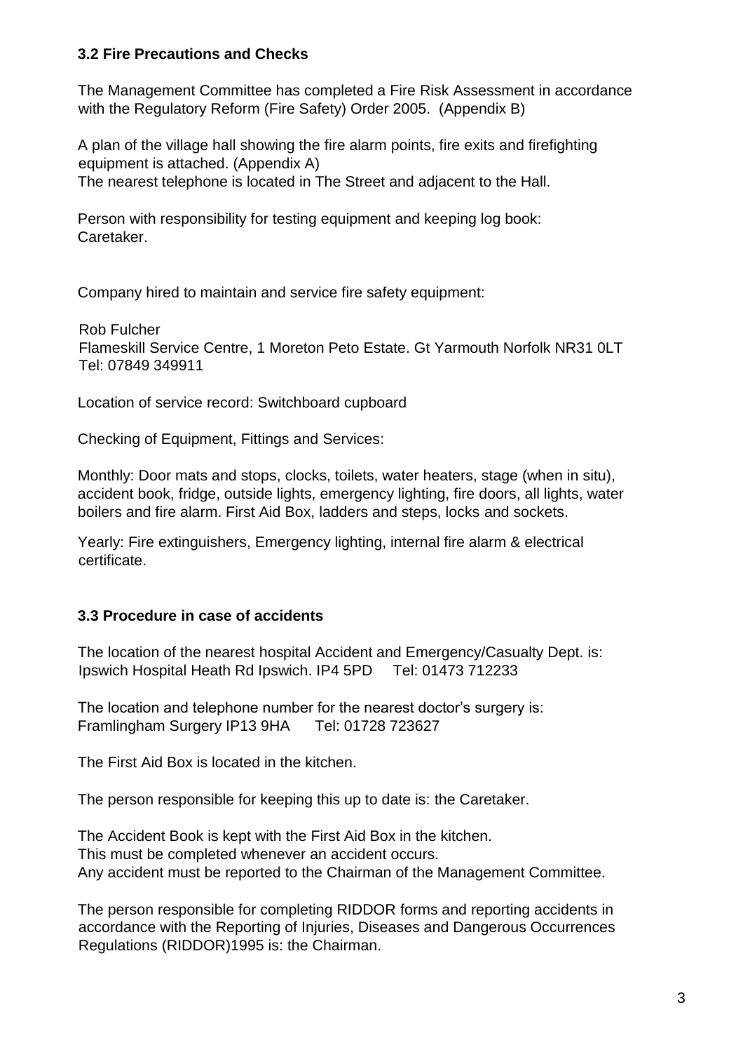### 3.2 Fire Precautions and Checks

The Management Committee has completed a Fire Risk Assessment in accordance with the Regulatory Reform (Fire Safety) Order 2005. (Appendix B)

A plan of the village hall showing the fire alarm points, fire exits and firefighting equipment is attached. (Appendix A)
The nearest telephone is located in The Street and adjacent to the Hall.

Person with responsibility for testing equipment and keeping log book:
Caretaker.

Company hired to maintain and service fire safety equipment:

Rob Fulcher
Flameskill Service Centre, 1 Moreton Peto Estate. Gt Yarmouth Norfolk NR31 0LT
Tel: 07849 349911

Location of service record: Switchboard cupboard

Checking of Equipment, Fittings and Services:

Monthly: Door mats and stops, clocks, toilets, water heaters, stage (when in situ), accident book, fridge, outside lights, emergency lighting, fire doors, all lights, water boilers and fire alarm. First Aid Box, ladders and steps, locks and sockets.

Yearly: Fire extinguishers, Emergency lighting, internal fire alarm & electrical certificate.

### 3.3 Procedure in case of accidents

The location of the nearest hospital Accident and Emergency/Casualty Dept. is:
Ipswich Hospital Heath Rd Ipswich. IP4 5PD Tel: 01473 712233

The location and telephone number for the nearest doctor's surgery is:
Framlingham Surgery IP13 9HA Tel: 01728 723627

The First Aid Box is located in the kitchen.

The person responsible for keeping this up to date is: the Caretaker.

The Accident Book is kept with the First Aid Box in the kitchen.
This must be completed whenever an accident occurs.
Any accident must be reported to the Chairman of the Management Committee.

The person responsible for completing RIDDOR forms and reporting accidents in accordance with the Reporting of Injuries, Diseases and Dangerous Occurrences Regulations (RIDDOR)1995 is: the Chairman.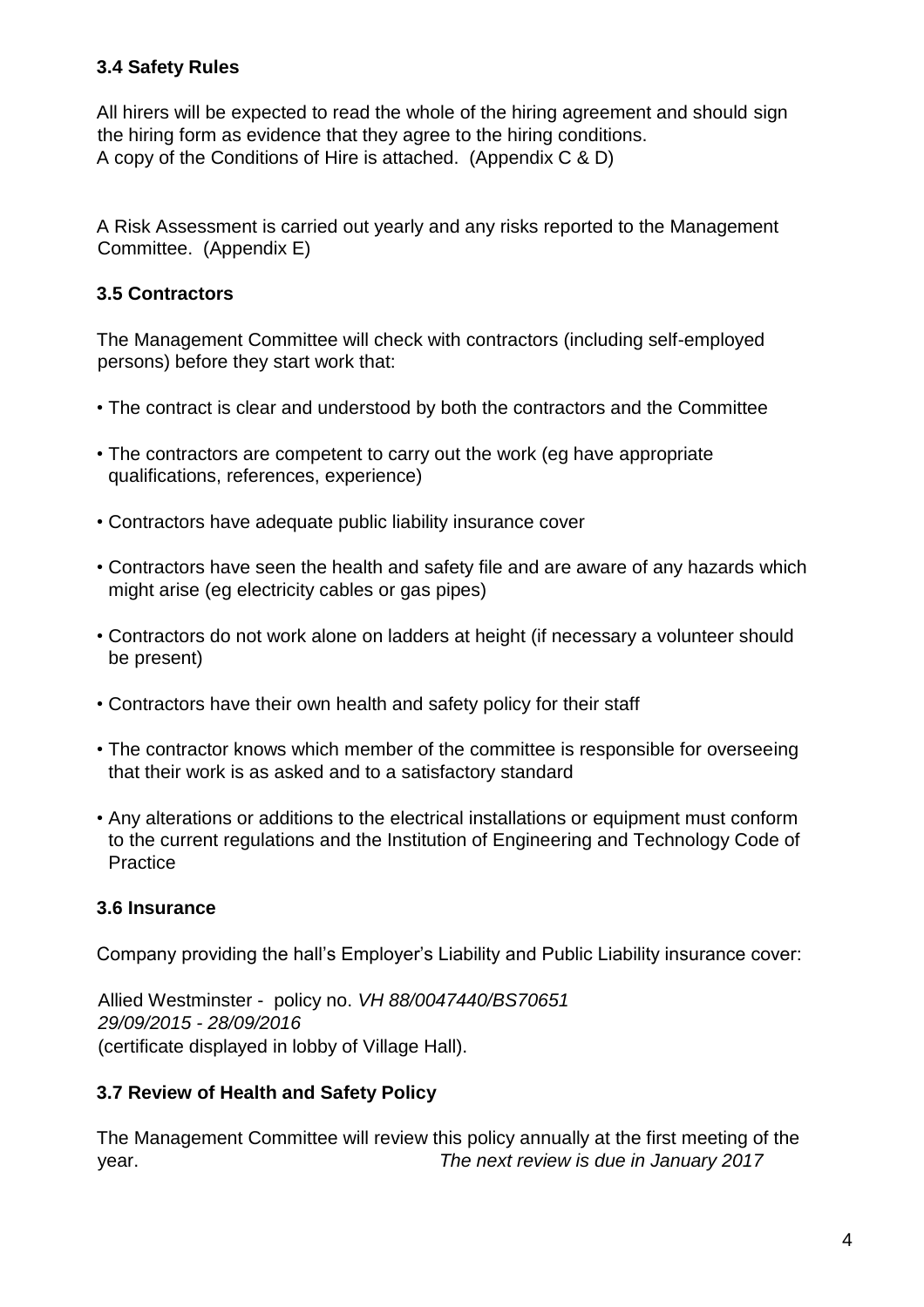### 3.4 Safety Rules

All hirers will be expected to read the whole of the hiring agreement and should sign the hiring form as evidence that they agree to the hiring conditions.
A copy of the Conditions of Hire is attached. (Appendix C & D)

A Risk Assessment is carried out yearly and any risks reported to the Management Committee. (Appendix E)

### 3.5 Contractors

The Management Committee will check with contractors (including self-employed persons) before they start work that:

- The contract is clear and understood by both the contractors and the Committee
- The contractors are competent to carry out the work (eg have appropriate qualifications, references, experience)
- Contractors have adequate public liability insurance cover
- Contractors have seen the health and safety file and are aware of any hazards which might arise (eg electricity cables or gas pipes)
- Contractors do not work alone on ladders at height (if necessary a volunteer should be present)
- Contractors have their own health and safety policy for their staff
- The contractor knows which member of the committee is responsible for overseeing that their work is as asked and to a satisfactory standard
- Any alterations or additions to the electrical installations or equipment must conform to the current regulations and the Institution of Engineering and Technology Code of Practice

### 3.6 Insurance

Company providing the hall's Employer's Liability and Public Liability insurance cover:

Allied Westminster - policy no. *VH 88/0047440/BS70651*
*29/09/2015 - 28/09/2016*
(certificate displayed in lobby of Village Hall).

### 3.7 Review of Health and Safety Policy

The Management Committee will review this policy annually at the first meeting of the year. *The next review is due in January 2017*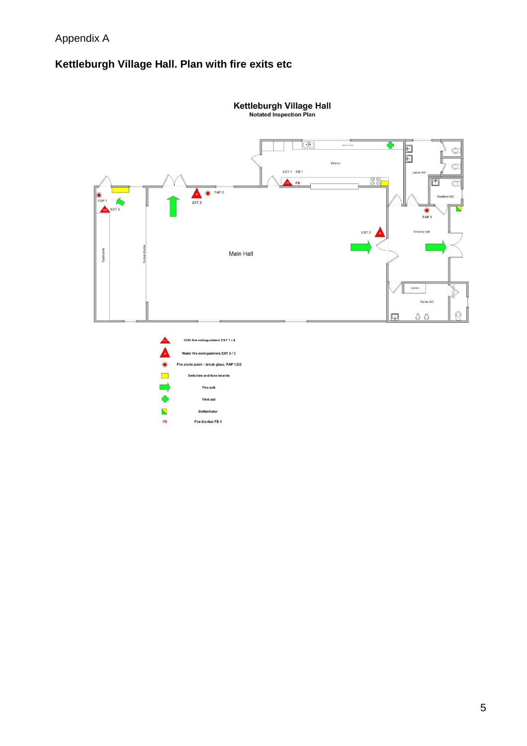Appendix A

## Kettleburgh Village Hall. Plan with fire exits etc

**Kettleburgh Village Hall**
**Notated Inspection Plan**

Kitchen

EXT 1 FB 1

Ladies WC

Disabled WC

FAP 1

EXT 4

FAP 2

EXT 3

FAP 3

Cupboards

Curtain divider

Main Hall

EXT 2

Entrance hall

Cupboard

Gents WC

- CO2 fire extinguishers EXT 1 / 4
- Water fire extinguishers EXT 2 / 3
- Fire alarm point – break glass. FAP 1/2/3
- Switches and fuse boards
- Fire exit
- First aid
- Defibrillator
- FB Fire blanket FB 1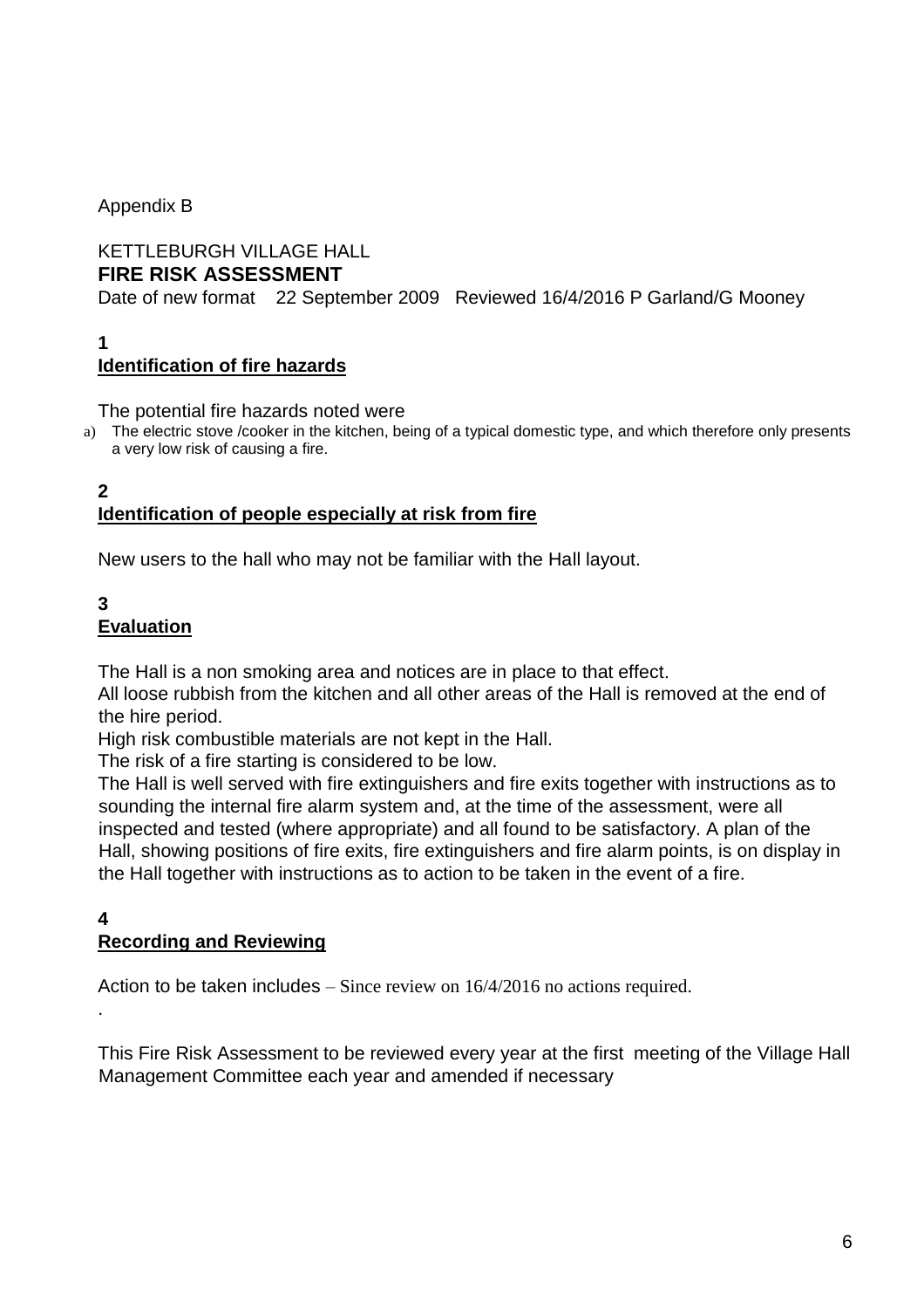Appendix B

KETTLEBURGH VILLAGE HALL

# FIRE RISK ASSESSMENT

Date of new format 22 September 2009 Reviewed 16/4/2016 P Garland/G Mooney

## 1
## Identification of fire hazards

The potential fire hazards noted were

a) The electric stove /cooker in the kitchen, being of a typical domestic type, and which therefore only presents a very low risk of causing a fire.

## 2
## Identification of people especially at risk from fire

New users to the hall who may not be familiar with the Hall layout.

## 3
## Evaluation

The Hall is a non smoking area and notices are in place to that effect.

All loose rubbish from the kitchen and all other areas of the Hall is removed at the end of the hire period.

High risk combustible materials are not kept in the Hall.

The risk of a fire starting is considered to be low.

The Hall is well served with fire extinguishers and fire exits together with instructions as to sounding the internal fire alarm system and, at the time of the assessment, were all inspected and tested (where appropriate) and all found to be satisfactory. A plan of the Hall, showing positions of fire exits, fire extinguishers and fire alarm points, is on display in the Hall together with instructions as to action to be taken in the event of a fire.

## 4
## Recording and Reviewing

Action to be taken includes – Since review on 16/4/2016 no actions required.

.

This Fire Risk Assessment to be reviewed every year at the first meeting of the Village Hall Management Committee each year and amended if necessary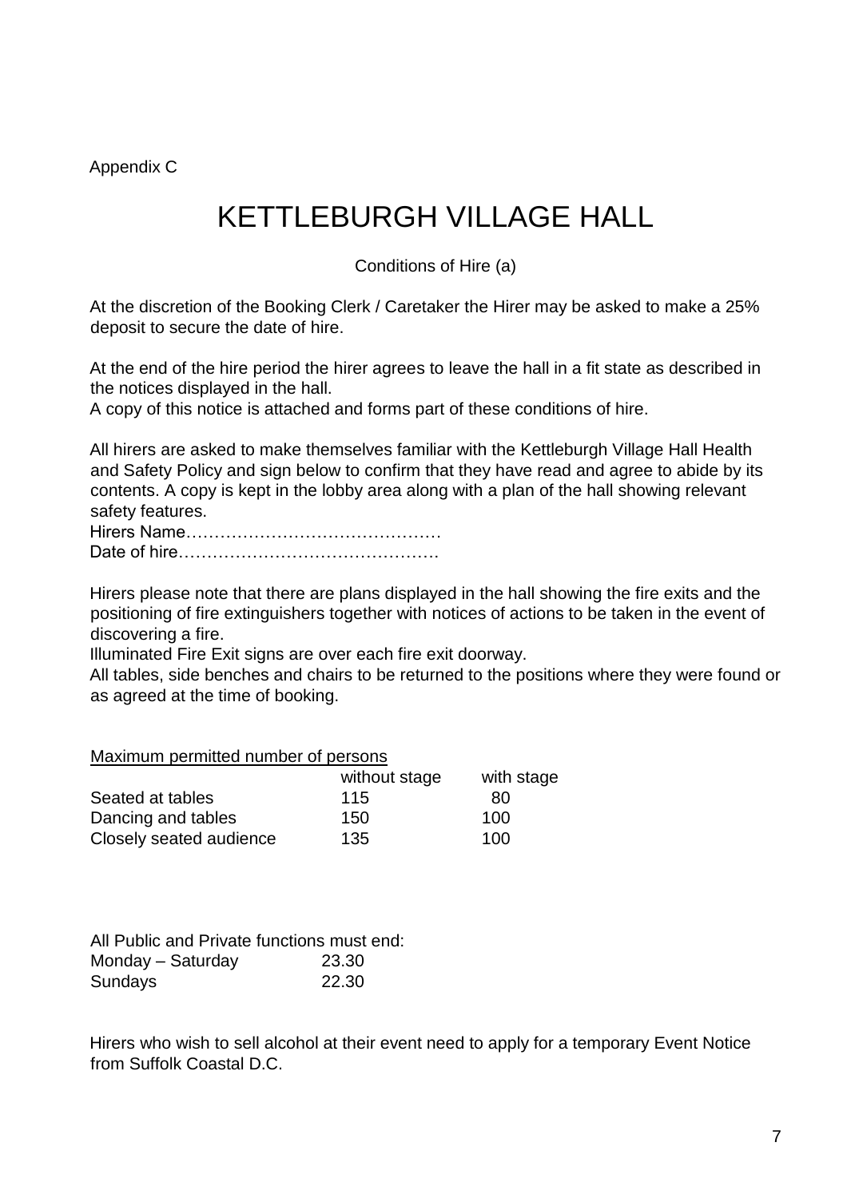Appendix C

# KETTLEBURGH VILLAGE HALL

Conditions of Hire (a)

At the discretion of the Booking Clerk / Caretaker the Hirer may be asked to make a 25% deposit to secure the date of hire.

At the end of the hire period the hirer agrees to leave the hall in a fit state as described in the notices displayed in the hall.
A copy of this notice is attached and forms part of these conditions of hire.

All hirers are asked to make themselves familiar with the Kettleburgh Village Hall Health and Safety Policy and sign below to confirm that they have read and agree to abide by its contents. A copy is kept in the lobby area along with a plan of the hall showing relevant safety features.
Hirers Name………………………………………
Date of hire……………………………………….

Hirers please note that there are plans displayed in the hall showing the fire exits and the positioning of fire extinguishers together with notices of actions to be taken in the event of discovering a fire.
Illuminated Fire Exit signs are over each fire exit doorway.
All tables, side benches and chairs to be returned to the positions where they were found or as agreed at the time of booking.

<u>Maximum permitted number of persons</u>

| | without stage | with stage |
|---|---|---|
| Seated at tables | 115 | 80 |
| Dancing and tables | 150 | 100 |
| Closely seated audience | 135 | 100 |

All Public and Private functions must end:

| | |
|---|---|
| Monday – Saturday | 23.30 |
| Sundays | 22.30 |

Hirers who wish to sell alcohol at their event need to apply for a temporary Event Notice from Suffolk Coastal D.C.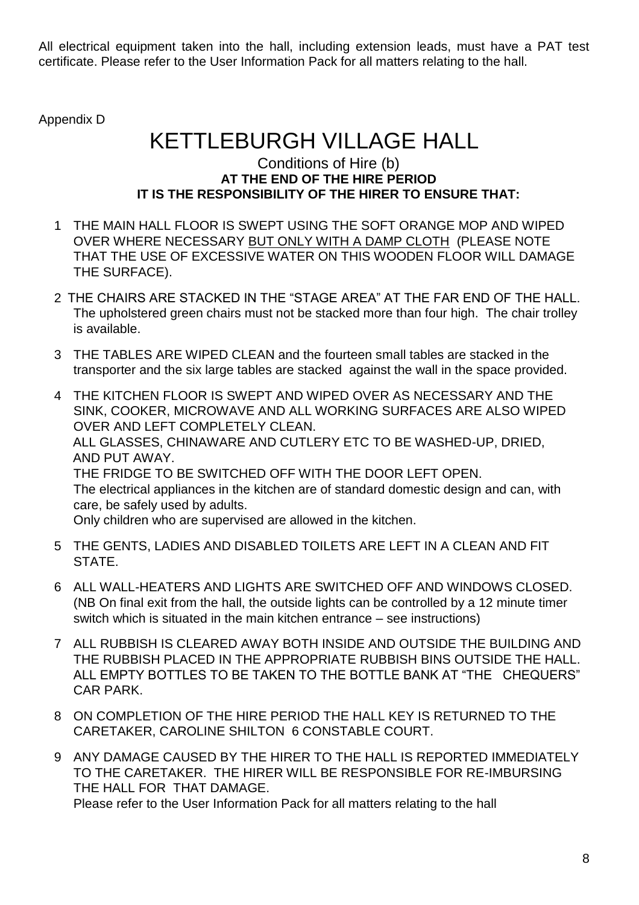All electrical equipment taken into the hall, including extension leads, must have a PAT test certificate. Please refer to the User Information Pack for all matters relating to the hall.

Appendix D

# KETTLEBURGH VILLAGE HALL

Conditions of Hire (b)

**AT THE END OF THE HIRE PERIOD**
**IT IS THE RESPONSIBILITY OF THE HIRER TO ENSURE THAT:**

1. THE MAIN HALL FLOOR IS SWEPT USING THE SOFT ORANGE MOP AND WIPED OVER WHERE NECESSARY BUT ONLY WITH A DAMP CLOTH (PLEASE NOTE THAT THE USE OF EXCESSIVE WATER ON THIS WOODEN FLOOR WILL DAMAGE THE SURFACE).

2. THE CHAIRS ARE STACKED IN THE "STAGE AREA" AT THE FAR END OF THE HALL. The upholstered green chairs must not be stacked more than four high. The chair trolley is available.

3. THE TABLES ARE WIPED CLEAN and the fourteen small tables are stacked in the transporter and the six large tables are stacked against the wall in the space provided.

4. THE KITCHEN FLOOR IS SWEPT AND WIPED OVER AS NECESSARY AND THE SINK, COOKER, MICROWAVE AND ALL WORKING SURFACES ARE ALSO WIPED OVER AND LEFT COMPLETELY CLEAN.
   ALL GLASSES, CHINAWARE AND CUTLERY ETC TO BE WASHED-UP, DRIED, AND PUT AWAY.
   THE FRIDGE TO BE SWITCHED OFF WITH THE DOOR LEFT OPEN.
   The electrical appliances in the kitchen are of standard domestic design and can, with care, be safely used by adults.
   Only children who are supervised are allowed in the kitchen.

5. THE GENTS, LADIES AND DISABLED TOILETS ARE LEFT IN A CLEAN AND FIT STATE.

6. ALL WALL-HEATERS AND LIGHTS ARE SWITCHED OFF AND WINDOWS CLOSED. (NB On final exit from the hall, the outside lights can be controlled by a 12 minute timer switch which is situated in the main kitchen entrance – see instructions)

7. ALL RUBBISH IS CLEARED AWAY BOTH INSIDE AND OUTSIDE THE BUILDING AND THE RUBBISH PLACED IN THE APPROPRIATE RUBBISH BINS OUTSIDE THE HALL. ALL EMPTY BOTTLES TO BE TAKEN TO THE BOTTLE BANK AT "THE CHEQUERS" CAR PARK.

8. ON COMPLETION OF THE HIRE PERIOD THE HALL KEY IS RETURNED TO THE CARETAKER, CAROLINE SHILTON 6 CONSTABLE COURT.

9. ANY DAMAGE CAUSED BY THE HIRER TO THE HALL IS REPORTED IMMEDIATELY TO THE CARETAKER. THE HIRER WILL BE RESPONSIBLE FOR RE-IMBURSING THE HALL FOR THAT DAMAGE.
   Please refer to the User Information Pack for all matters relating to the hall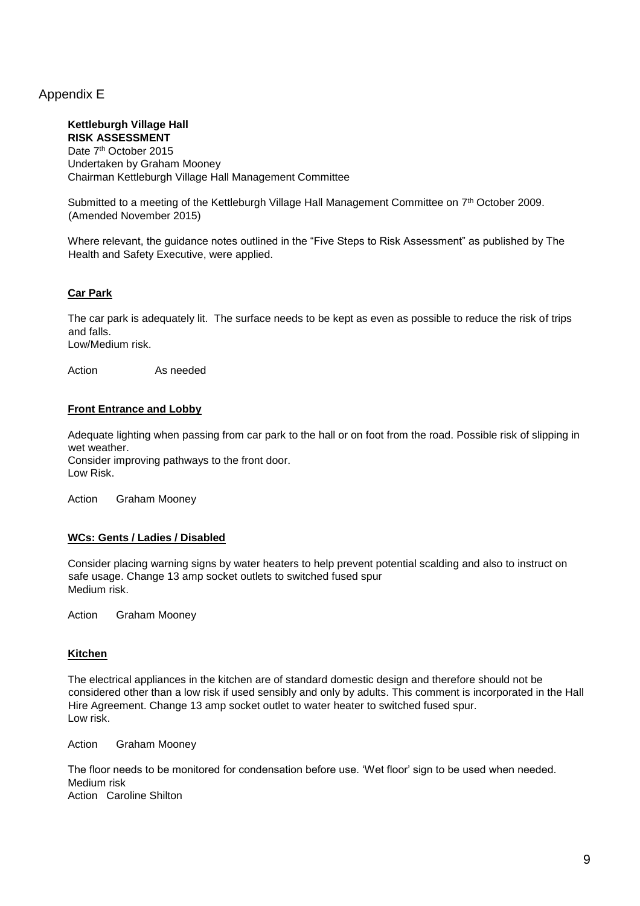## Appendix E

**Kettleburgh Village Hall**
**RISK ASSESSMENT**
Date 7th October 2015
Undertaken by Graham Mooney
Chairman Kettleburgh Village Hall Management Committee

Submitted to a meeting of the Kettleburgh Village Hall Management Committee on 7th October 2009. (Amended November 2015)

Where relevant, the guidance notes outlined in the "Five Steps to Risk Assessment" as published by The Health and Safety Executive, were applied.

### Car Park

The car park is adequately lit. The surface needs to be kept as even as possible to reduce the risk of trips and falls.
Low/Medium risk.

Action As needed

### Front Entrance and Lobby

Adequate lighting when passing from car park to the hall or on foot from the road. Possible risk of slipping in wet weather.
Consider improving pathways to the front door.
Low Risk.

Action Graham Mooney

### WCs: Gents / Ladies / Disabled

Consider placing warning signs by water heaters to help prevent potential scalding and also to instruct on safe usage. Change 13 amp socket outlets to switched fused spur
Medium risk.

Action Graham Mooney

### Kitchen

The electrical appliances in the kitchen are of standard domestic design and therefore should not be considered other than a low risk if used sensibly and only by adults. This comment is incorporated in the Hall Hire Agreement. Change 13 amp socket outlet to water heater to switched fused spur.
Low risk.

Action Graham Mooney

The floor needs to be monitored for condensation before use. 'Wet floor' sign to be used when needed.
Medium risk
Action Caroline Shilton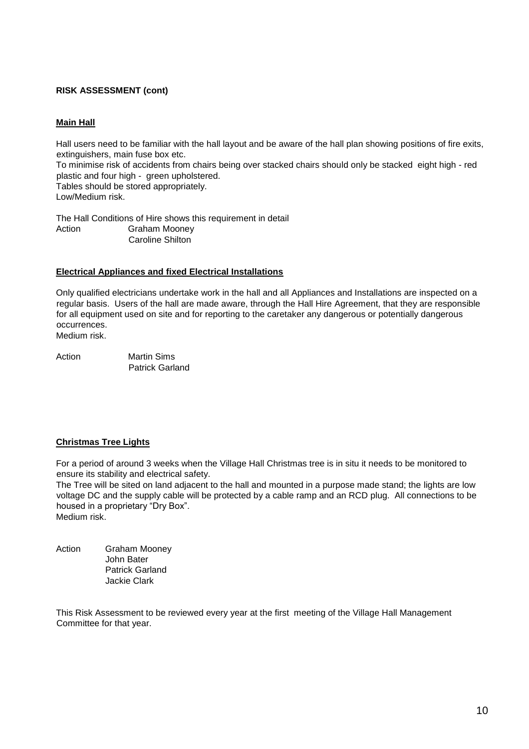**RISK ASSESSMENT (cont)**

**Main Hall**

Hall users need to be familiar with the hall layout and be aware of the hall plan showing positions of fire exits, extinguishers, main fuse box etc.

To minimise risk of accidents from chairs being over stacked chairs should only be stacked eight high - red plastic and four high - green upholstered.

Tables should be stored appropriately.

Low/Medium risk.

The Hall Conditions of Hire shows this requirement in detail

Action Graham Mooney
Caroline Shilton

**Electrical Appliances and fixed Electrical Installations**

Only qualified electricians undertake work in the hall and all Appliances and Installations are inspected on a regular basis. Users of the hall are made aware, through the Hall Hire Agreement, that they are responsible for all equipment used on site and for reporting to the caretaker any dangerous or potentially dangerous occurrences.

Medium risk.

Action Martin Sims
Patrick Garland

**Christmas Tree Lights**

For a period of around 3 weeks when the Village Hall Christmas tree is in situ it needs to be monitored to ensure its stability and electrical safety.

The Tree will be sited on land adjacent to the hall and mounted in a purpose made stand; the lights are low voltage DC and the supply cable will be protected by a cable ramp and an RCD plug. All connections to be housed in a proprietary "Dry Box".

Medium risk.

Action Graham Mooney
John Bater
Patrick Garland
Jackie Clark

This Risk Assessment to be reviewed every year at the first meeting of the Village Hall Management Committee for that year.